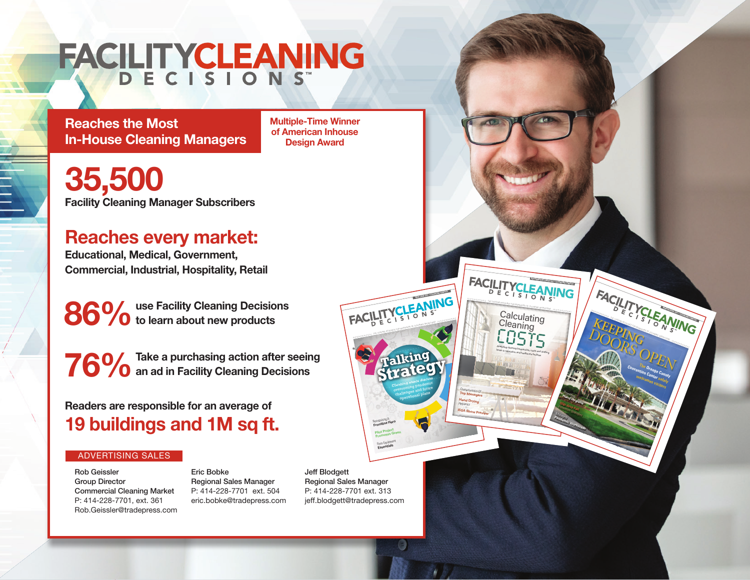# FACILITYCLEANING DECISIONS™

## Reaches the Most In-House Cleaning Managers

**Multiple-Time Winner of American Inhouse Design Award**

# 35,500

**Facility Cleaning Manager Subscribers**

## Reaches every market:

**Educational, Medical, Government, Commercial, Industrial, Hospitality, Retail**

**86%** use Facility Cleaning Decisions to learn about new products

**76%** Take a purchasing action after seeing an ad in Facility Cleaning Decisions

**Readers are responsible for an average of**

## 19 buildings and 1M sq ft.

### ADVERTISING SALES

Rob Geissler
Group Director
Commercial Cleaning Market
P: 414-228-7701, ext. 361
Rob.Geissler@tradepress.com

Eric Bobke
Regional Sales Manager
P: 414-228-7701 ext. 504
eric.bobke@tradepress.com

Jeff Blodgett
Regional Sales Manager
P: 414-228-7701 ext. 313
jeff.blodgett@tradepress.com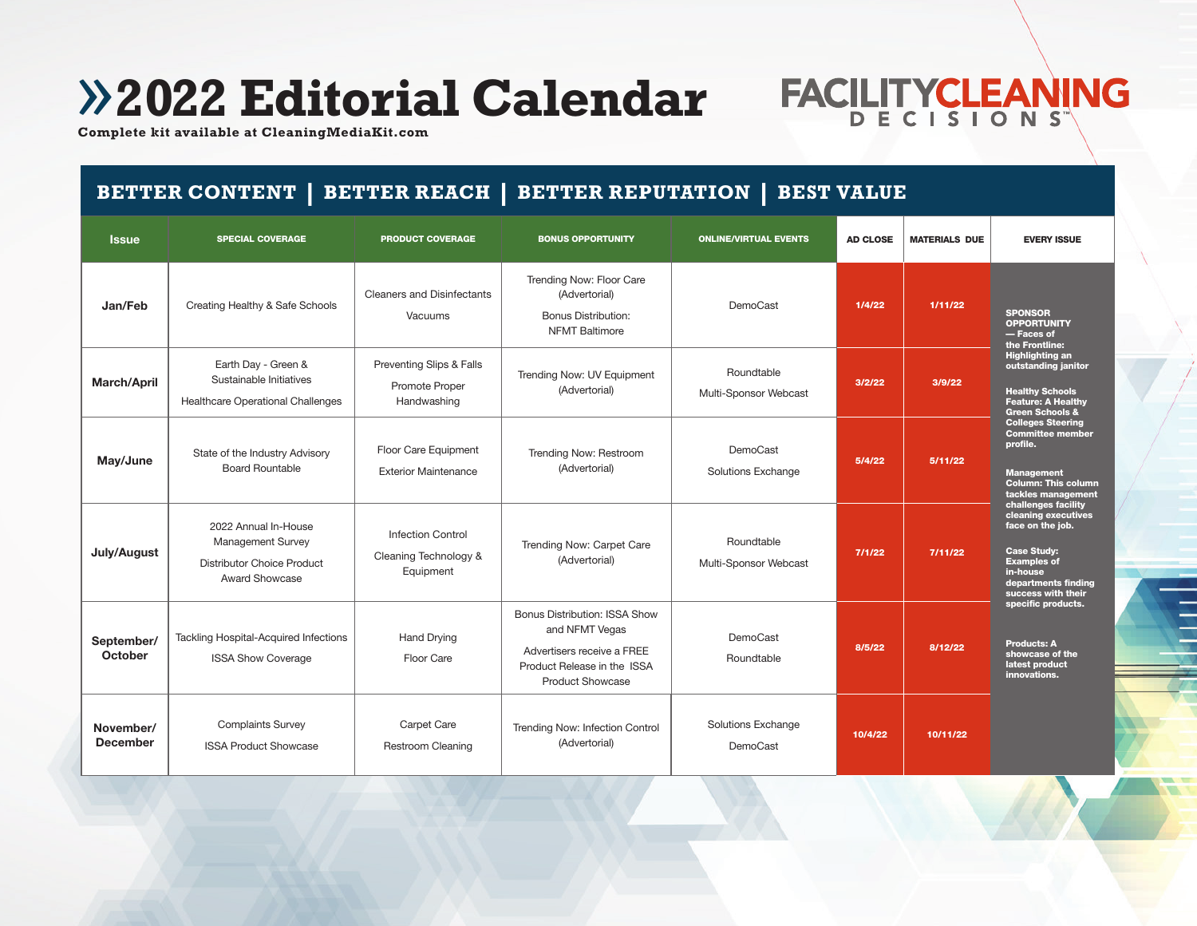# »2022 Editorial Calendar

**Complete kit available at CleaningMediaKit.com**

FACILITYCLEANING DECISIONS™

**BETTER CONTENT | BETTER REACH | BETTER REPUTATION | BEST VALUE**

| Issue | SPECIAL COVERAGE | PRODUCT COVERAGE | BONUS OPPORTUNITY | ONLINE/VIRTUAL EVENTS | AD CLOSE | MATERIALS DUE |
|---|---|---|---|---|---|---|
| Jan/Feb | Creating Healthy & Safe Schools | Cleaners and Disinfectants<br>Vacuums | Trending Now: Floor Care (Advertorial)<br>Bonus Distribution: NFMT Baltimore | DemoCast | 1/4/22 | 1/11/22 |
| March/April | Earth Day - Green & Sustainable Initiatives<br>Healthcare Operational Challenges | Preventing Slips & Falls<br>Promote Proper Handwashing | Trending Now: UV Equipment (Advertorial) | Roundtable<br>Multi-Sponsor Webcast | 3/2/22 | 3/9/22 |
| May/June | State of the Industry Advisory Board Rountable | Floor Care Equipment<br>Exterior Maintenance | Trending Now: Restroom (Advertorial) | DemoCast<br>Solutions Exchange | 5/4/22 | 5/11/22 |
| July/August | 2022 Annual In-House Management Survey<br>Distributor Choice Product Award Showcase | Infection Control<br>Cleaning Technology & Equipment | Trending Now: Carpet Care (Advertorial) | Roundtable<br>Multi-Sponsor Webcast | 7/1/22 | 7/11/22 |
| September/ October | Tackling Hospital-Acquired Infections<br>ISSA Show Coverage | Hand Drying<br>Floor Care | Bonus Distribution: ISSA Show and NFMT Vegas<br>Advertisers receive a FREE Product Release in the ISSA Product Showcase | DemoCast<br>Roundtable | 8/5/22 | 8/12/22 |
| November/ December | Complaints Survey<br>ISSA Product Showcase | Carpet Care<br>Restroom Cleaning | Trending Now: Infection Control (Advertorial) | Solutions Exchange<br>DemoCast | 10/4/22 | 10/11/22 |

**EVERY ISSUE**

**SPONSOR OPPORTUNITY — Faces of the Frontline: Highlighting an outstanding janitor**

**Healthy Schools Feature: A Healthy Green Schools & Colleges Steering Committee member profile.**

**Management Column: This column tackles management challenges facility cleaning executives face on the job.**

**Case Study: Examples of in-house departments finding success with their specific products.**

**Products: A showcase of the latest product innovations.**